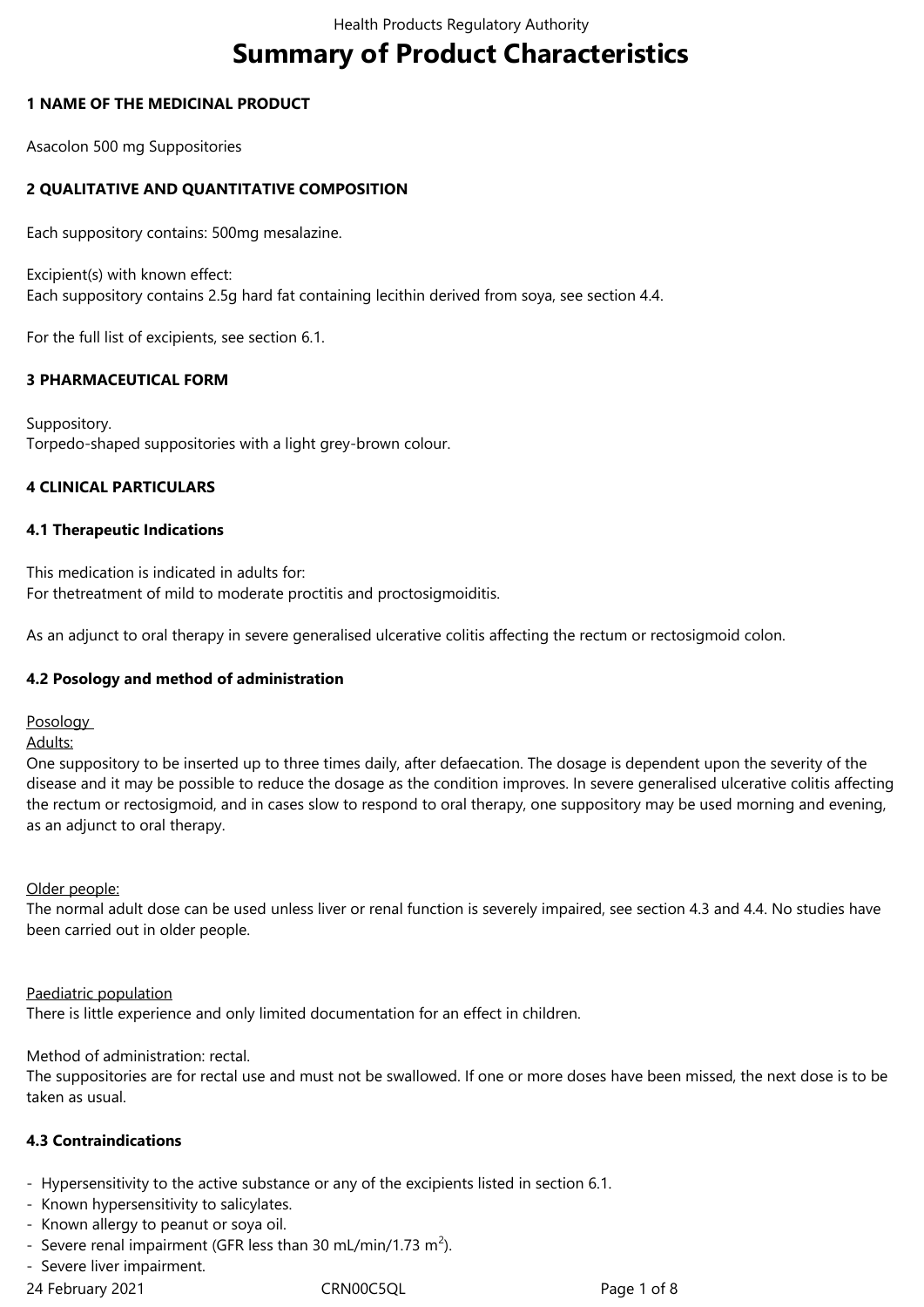# Summary of Product Characteristics

## 1 NAME OF THE MEDICINAL PRODUCT

Asacolon 500 mg Suppositories

## 2 QUALITATIVE AND QUANTITATIVE COMPOSITION

Each suppository contains: 500mg mesalazine.

Excipient(s) with known effect:
Each suppository contains 2.5g hard fat containing lecithin derived from soya, see section 4.4.

For the full list of excipients, see section 6.1.

## 3 PHARMACEUTICAL FORM

Suppository.
Torpedo-shaped suppositories with a light grey-brown colour.

## 4 CLINICAL PARTICULARS

### 4.1 Therapeutic Indications

This medication is indicated in adults for:
For thetreatment of mild to moderate proctitis and proctosigmoiditis.

As an adjunct to oral therapy in severe generalised ulcerative colitis affecting the rectum or rectosigmoid colon.

### 4.2 Posology and method of administration

Posology
Adults:
One suppository to be inserted up to three times daily, after defaecation. The dosage is dependent upon the severity of the disease and it may be possible to reduce the dosage as the condition improves. In severe generalised ulcerative colitis affecting the rectum or rectosigmoid, and in cases slow to respond to oral therapy, one suppository may be used morning and evening, as an adjunct to oral therapy.

Older people:
The normal adult dose can be used unless liver or renal function is severely impaired, see section 4.3 and 4.4. No studies have been carried out in older people.

Paediatric population
There is little experience and only limited documentation for an effect in children.

Method of administration: rectal.
The suppositories are for rectal use and must not be swallowed. If one or more doses have been missed, the next dose is to be taken as usual.

### 4.3 Contraindications

- Hypersensitivity to the active substance or any of the excipients listed in section 6.1.
- Known hypersensitivity to salicylates.
- Known allergy to peanut or soya oil.
- Severe renal impairment (GFR less than 30 mL/min/1.73 $m^2$).
- Severe liver impairment.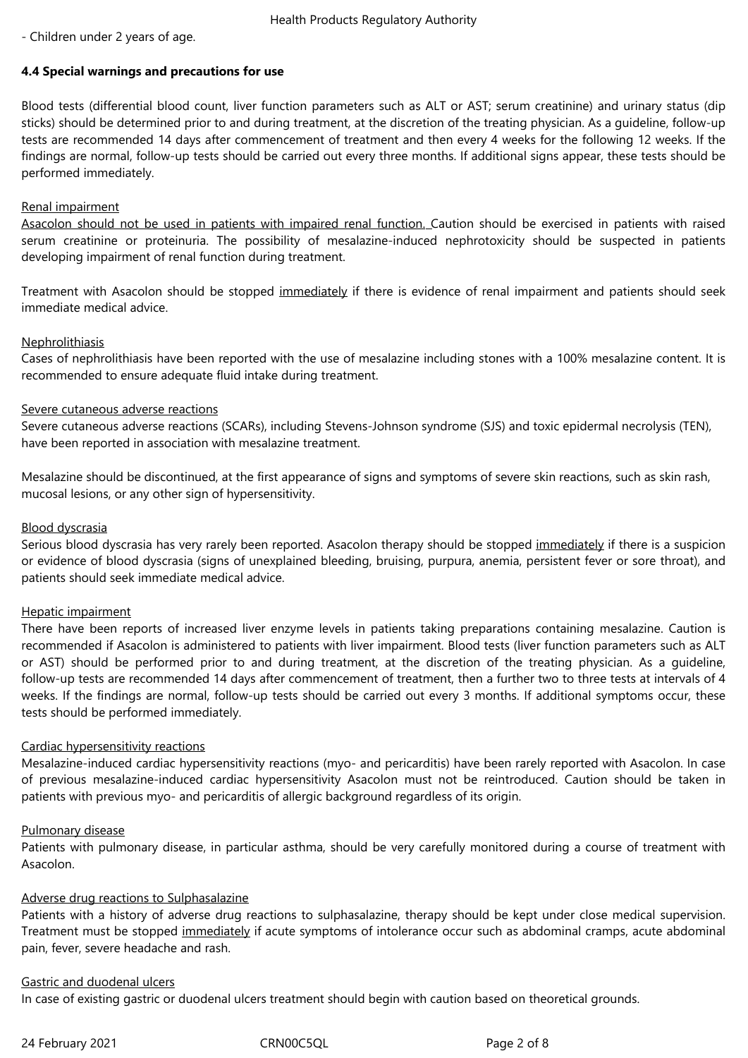- Children under 2 years of age.

**4.4 Special warnings and precautions for use**

Blood tests (differential blood count, liver function parameters such as ALT or AST; serum creatinine) and urinary status (dip sticks) should be determined prior to and during treatment, at the discretion of the treating physician. As a guideline, follow-up tests are recommended 14 days after commencement of treatment and then every 4 weeks for the following 12 weeks. If the findings are normal, follow-up tests should be carried out every three months. If additional signs appear, these tests should be performed immediately.

Renal impairment

Asacolon should not be used in patients with impaired renal function. Caution should be exercised in patients with raised serum creatinine or proteinuria. The possibility of mesalazine-induced nephrotoxicity should be suspected in patients developing impairment of renal function during treatment.

Treatment with Asacolon should be stopped immediately if there is evidence of renal impairment and patients should seek immediate medical advice.

Nephrolithiasis

Cases of nephrolithiasis have been reported with the use of mesalazine including stones with a 100% mesalazine content. It is recommended to ensure adequate fluid intake during treatment.

Severe cutaneous adverse reactions

Severe cutaneous adverse reactions (SCARs), including Stevens-Johnson syndrome (SJS) and toxic epidermal necrolysis (TEN), have been reported in association with mesalazine treatment.

Mesalazine should be discontinued, at the first appearance of signs and symptoms of severe skin reactions, such as skin rash, mucosal lesions, or any other sign of hypersensitivity.

Blood dyscrasia

Serious blood dyscrasia has very rarely been reported. Asacolon therapy should be stopped immediately if there is a suspicion or evidence of blood dyscrasia (signs of unexplained bleeding, bruising, purpura, anemia, persistent fever or sore throat), and patients should seek immediate medical advice.

Hepatic impairment

There have been reports of increased liver enzyme levels in patients taking preparations containing mesalazine. Caution is recommended if Asacolon is administered to patients with liver impairment. Blood tests (liver function parameters such as ALT or AST) should be performed prior to and during treatment, at the discretion of the treating physician. As a guideline, follow-up tests are recommended 14 days after commencement of treatment, then a further two to three tests at intervals of 4 weeks. If the findings are normal, follow-up tests should be carried out every 3 months. If additional symptoms occur, these tests should be performed immediately.

Cardiac hypersensitivity reactions

Mesalazine-induced cardiac hypersensitivity reactions (myo- and pericarditis) have been rarely reported with Asacolon. In case of previous mesalazine-induced cardiac hypersensitivity Asacolon must not be reintroduced. Caution should be taken in patients with previous myo- and pericarditis of allergic background regardless of its origin.

Pulmonary disease

Patients with pulmonary disease, in particular asthma, should be very carefully monitored during a course of treatment with Asacolon.

Adverse drug reactions to Sulphasalazine

Patients with a history of adverse drug reactions to sulphasalazine, therapy should be kept under close medical supervision. Treatment must be stopped immediately if acute symptoms of intolerance occur such as abdominal cramps, acute abdominal pain, fever, severe headache and rash.

Gastric and duodenal ulcers

In case of existing gastric or duodenal ulcers treatment should begin with caution based on theoretical grounds.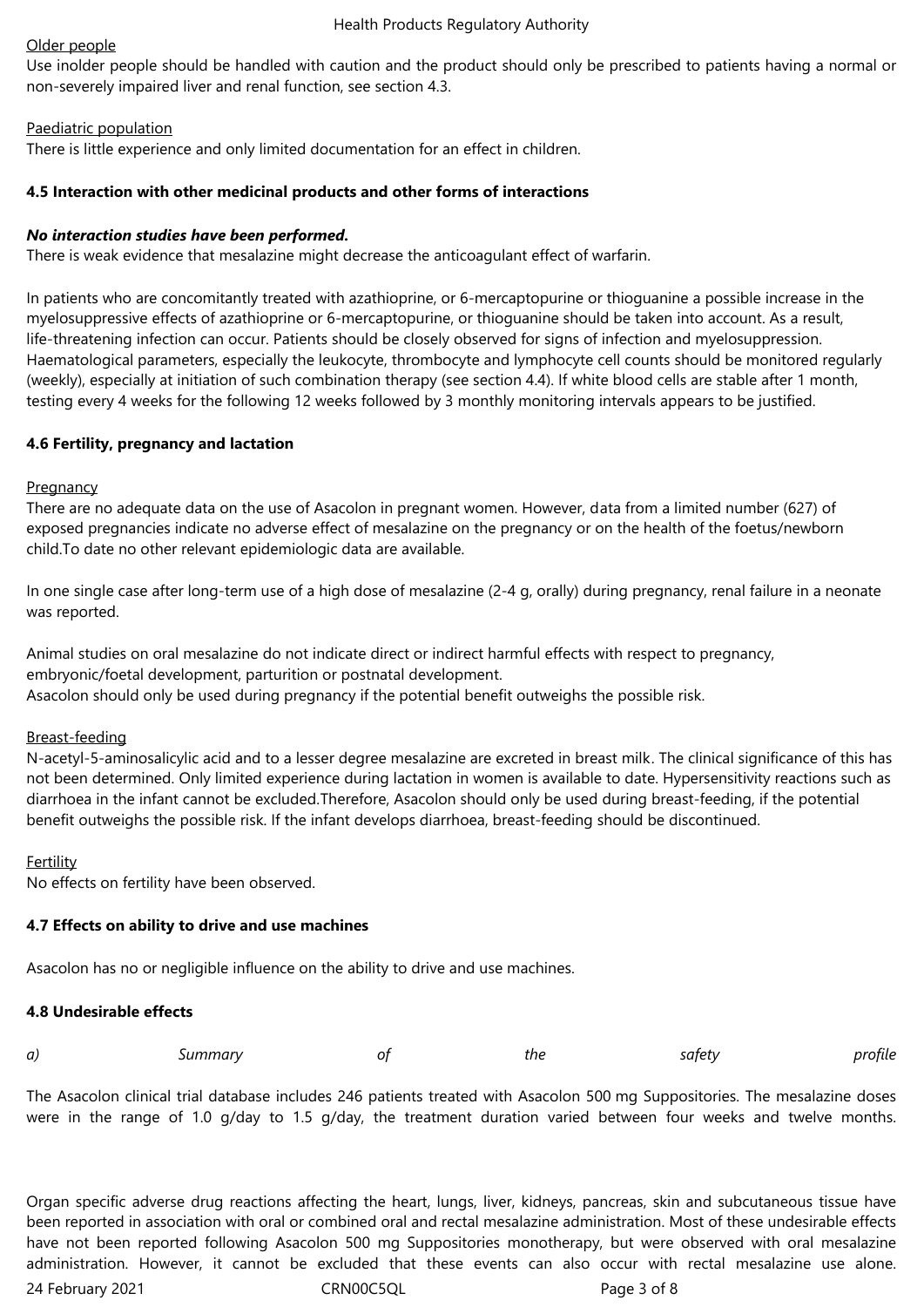Older people

Use inolder people should be handled with caution and the product should only be prescribed to patients having a normal or non-severely impaired liver and renal function, see section 4.3.

Paediatric population

There is little experience and only limited documentation for an effect in children.

**4.5 Interaction with other medicinal products and other forms of interactions**

***No interaction studies have been performed.***

There is weak evidence that mesalazine might decrease the anticoagulant effect of warfarin.

In patients who are concomitantly treated with azathioprine, or 6-mercaptopurine or thioguanine a possible increase in the myelosuppressive effects of azathioprine or 6-mercaptopurine, or thioguanine should be taken into account. As a result, life-threatening infection can occur. Patients should be closely observed for signs of infection and myelosuppression. Haematological parameters, especially the leukocyte, thrombocyte and lymphocyte cell counts should be monitored regularly (weekly), especially at initiation of such combination therapy (see section 4.4). If white blood cells are stable after 1 month, testing every 4 weeks for the following 12 weeks followed by 3 monthly monitoring intervals appears to be justified.

**4.6 Fertility, pregnancy and lactation**

Pregnancy

There are no adequate data on the use of Asacolon in pregnant women. However, data from a limited number (627) of exposed pregnancies indicate no adverse effect of mesalazine on the pregnancy or on the health of the foetus/newborn child.To date no other relevant epidemiologic data are available.

In one single case after long-term use of a high dose of mesalazine (2-4 g, orally) during pregnancy, renal failure in a neonate was reported.

Animal studies on oral mesalazine do not indicate direct or indirect harmful effects with respect to pregnancy, embryonic/foetal development, parturition or postnatal development.
Asacolon should only be used during pregnancy if the potential benefit outweighs the possible risk.

Breast-feeding

N-acetyl-5-aminosalicylic acid and to a lesser degree mesalazine are excreted in breast milk. The clinical significance of this has not been determined. Only limited experience during lactation in women is available to date. Hypersensitivity reactions such as diarrhoea in the infant cannot be excluded.Therefore, Asacolon should only be used during breast-feeding, if the potential benefit outweighs the possible risk. If the infant develops diarrhoea, breast-feeding should be discontinued.

Fertility

No effects on fertility have been observed.

**4.7 Effects on ability to drive and use machines**

Asacolon has no or negligible influence on the ability to drive and use machines.

**4.8 Undesirable effects**

*a) Summary of the safety profile*

The Asacolon clinical trial database includes 246 patients treated with Asacolon 500 mg Suppositories. The mesalazine doses were in the range of 1.0 g/day to 1.5 g/day, the treatment duration varied between four weeks and twelve months.

Organ specific adverse drug reactions affecting the heart, lungs, liver, kidneys, pancreas, skin and subcutaneous tissue have been reported in association with oral or combined oral and rectal mesalazine administration. Most of these undesirable effects have not been reported following Asacolon 500 mg Suppositories monotherapy, but were observed with oral mesalazine administration. However, it cannot be excluded that these events can also occur with rectal mesalazine use alone.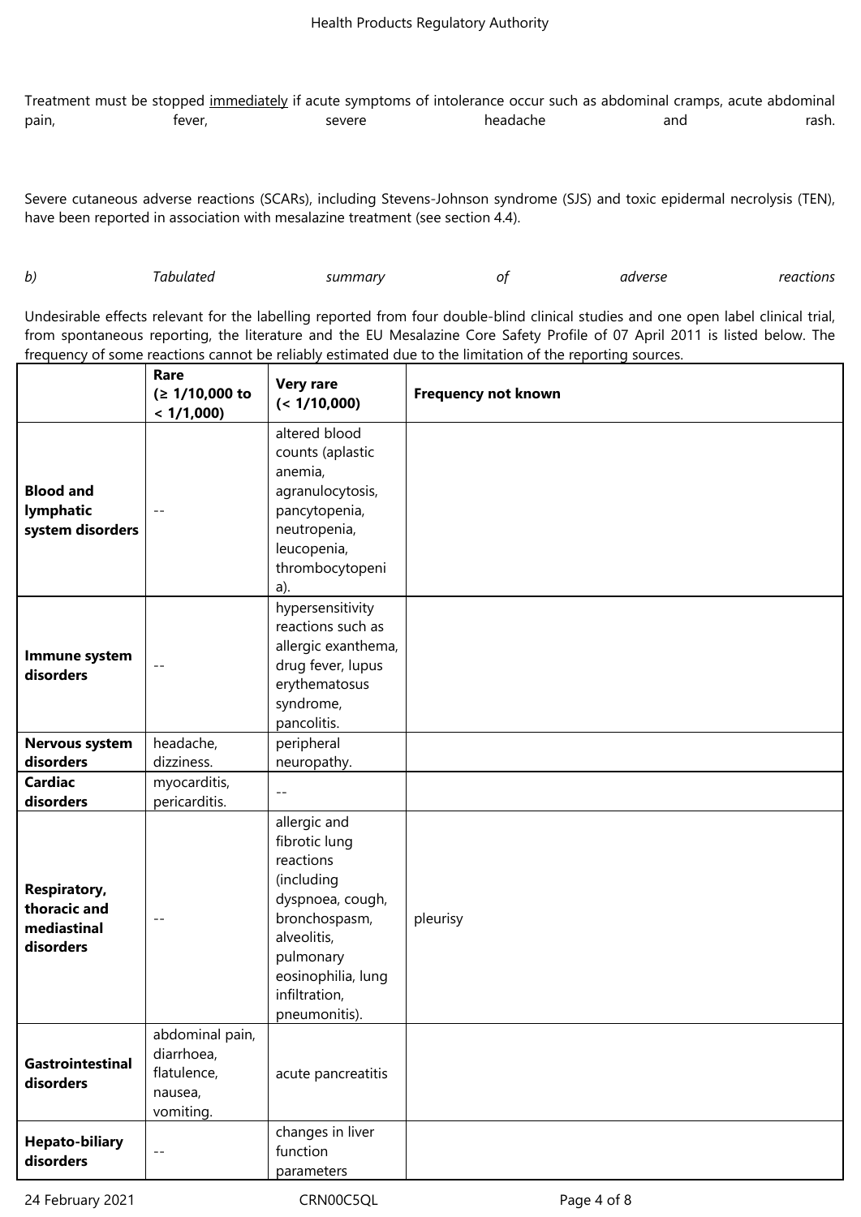Treatment must be stopped <u>immediately</u> if acute symptoms of intolerance occur such as abdominal cramps, acute abdominal pain, fever, severe headache and rash.

Severe cutaneous adverse reactions (SCARs), including Stevens-Johnson syndrome (SJS) and toxic epidermal necrolysis (TEN), have been reported in association with mesalazine treatment (see section 4.4).

*b) Tabulated summary of adverse reactions*

Undesirable effects relevant for the labelling reported from four double-blind clinical studies and one open label clinical trial, from spontaneous reporting, the literature and the EU Mesalazine Core Safety Profile of 07 April 2011 is listed below. The frequency of some reactions cannot be reliably estimated due to the limitation of the reporting sources.

| | **Rare (≥ 1/10,000 to < 1/1,000)** | **Very rare (< 1/10,000)** | **Frequency not known** |
|---|---|---|---|
| **Blood and lymphatic system disorders** | -- | altered blood counts (aplastic anemia, agranulocytosis, pancytopenia, neutropenia, leucopenia, thrombocytopenia). | |
| **Immune system disorders** | -- | hypersensitivity reactions such as allergic exanthema, drug fever, lupus erythematosus syndrome, pancolitis. | |
| **Nervous system disorders** | headache, dizziness. | peripheral neuropathy. | |
| **Cardiac disorders** | myocarditis, pericarditis. | -- | |
| **Respiratory, thoracic and mediastinal disorders** | -- | allergic and fibrotic lung reactions (including dyspnoea, cough, bronchospasm, alveolitis, pulmonary eosinophilia, lung infiltration, pneumonitis). | pleurisy |
| **Gastrointestinal disorders** | abdominal pain, diarrhoea, flatulence, nausea, vomiting. | acute pancreatitis | |
| **Hepato-biliary disorders** | -- | changes in liver function parameters | |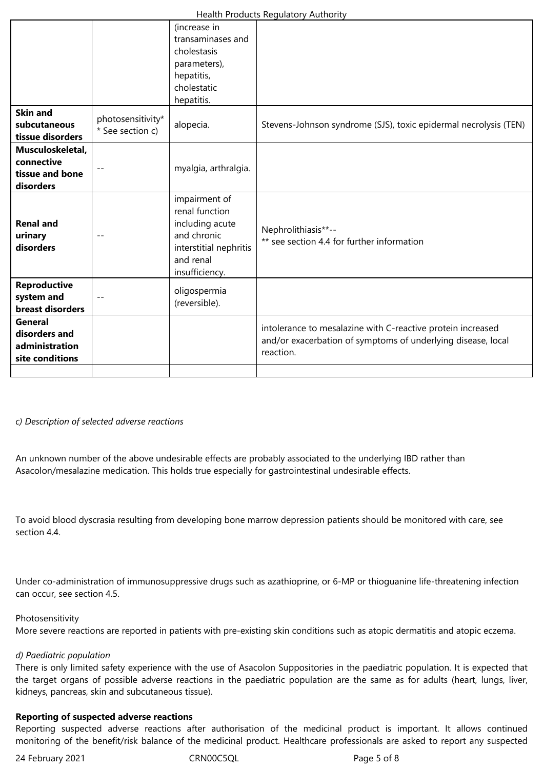| | | | |
|---|---|---|---|
| | | (increase in transaminases and cholestasis parameters), hepatitis, cholestatic hepatitis. | |
| **Skin and subcutaneous tissue disorders** | photosensitivity* * See section c) | alopecia. | Stevens-Johnson syndrome (SJS), toxic epidermal necrolysis (TEN) |
| **Musculoskeletal, connective tissue and bone disorders** | -- | myalgia, arthralgia. | |
| **Renal and urinary disorders** | -- | impairment of renal function including acute and chronic interstitial nephritis and renal insufficiency. | Nephrolithiasis**-- ** see section 4.4 for further information |
| **Reproductive system and breast disorders** | -- | oligospermia (reversible). | |
| **General disorders and administration site conditions** | | | intolerance to mesalazine with C-reactive protein increased and/or exacerbation of symptoms of underlying disease, local reaction. |
| | | | |

*c) Description of selected adverse reactions*

An unknown number of the above undesirable effects are probably associated to the underlying IBD rather than Asacolon/mesalazine medication. This holds true especially for gastrointestinal undesirable effects.

To avoid blood dyscrasia resulting from developing bone marrow depression patients should be monitored with care, see section 4.4.

Under co-administration of immunosuppressive drugs such as azathioprine, or 6-MP or thioguanine life-threatening infection can occur, see section 4.5.

Photosensitivity
More severe reactions are reported in patients with pre-existing skin conditions such as atopic dermatitis and atopic eczema.

*d) Paediatric population*
There is only limited safety experience with the use of Asacolon Suppositories in the paediatric population. It is expected that the target organs of possible adverse reactions in the paediatric population are the same as for adults (heart, lungs, liver, kidneys, pancreas, skin and subcutaneous tissue).

**Reporting of suspected adverse reactions**
Reporting suspected adverse reactions after authorisation of the medicinal product is important. It allows continued monitoring of the benefit/risk balance of the medicinal product. Healthcare professionals are asked to report any suspected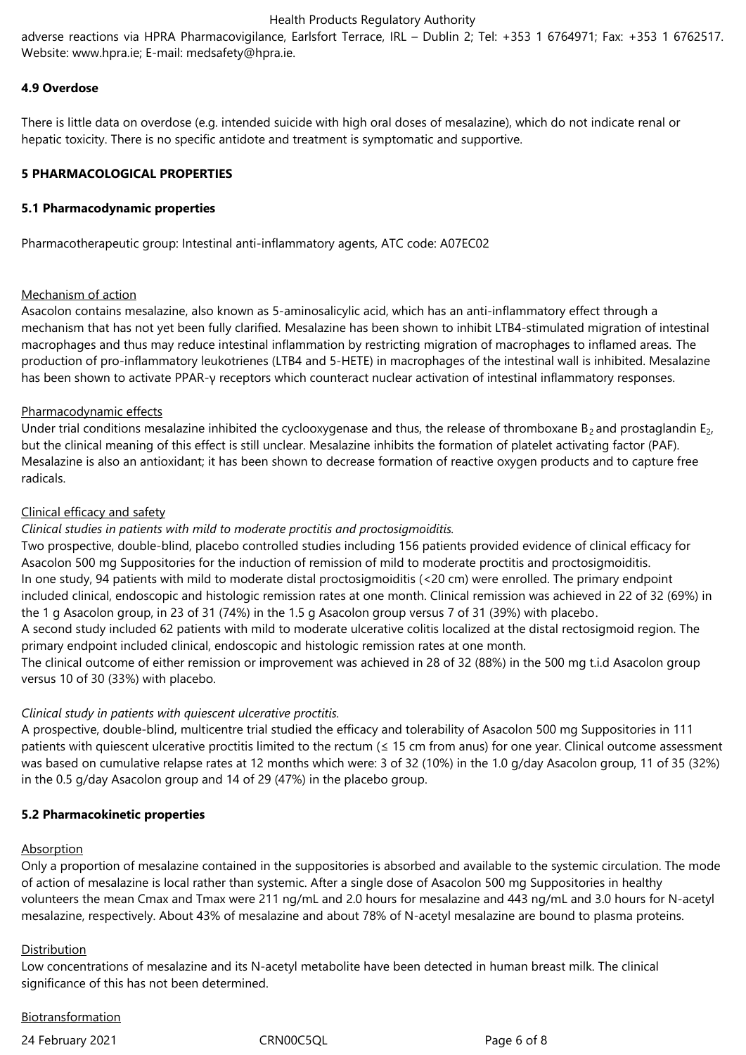adverse reactions via HPRA Pharmacovigilance, Earlsfort Terrace, IRL – Dublin 2; Tel: +353 1 6764971; Fax: +353 1 6762517. Website: www.hpra.ie; E-mail: medsafety@hpra.ie.

**4.9 Overdose**

There is little data on overdose (e.g. intended suicide with high oral doses of mesalazine), which do not indicate renal or hepatic toxicity. There is no specific antidote and treatment is symptomatic and supportive.

**5 PHARMACOLOGICAL PROPERTIES**

**5.1 Pharmacodynamic properties**

Pharmacotherapeutic group: Intestinal anti-inflammatory agents, ATC code: A07EC02

Mechanism of action

Asacolon contains mesalazine, also known as 5-aminosalicylic acid, which has an anti-inflammatory effect through a mechanism that has not yet been fully clarified. Mesalazine has been shown to inhibit LTB4-stimulated migration of intestinal macrophages and thus may reduce intestinal inflammation by restricting migration of macrophages to inflamed areas. The production of pro-inflammatory leukotrienes (LTB4 and 5-HETE) in macrophages of the intestinal wall is inhibited. Mesalazine has been shown to activate PPAR-γ receptors which counteract nuclear activation of intestinal inflammatory responses.

Pharmacodynamic effects

Under trial conditions mesalazine inhibited the cyclooxygenase and thus, the release of thromboxane $B_2$ and prostaglandin $E_2$, but the clinical meaning of this effect is still unclear. Mesalazine inhibits the formation of platelet activating factor (PAF). Mesalazine is also an antioxidant; it has been shown to decrease formation of reactive oxygen products and to capture free radicals.

Clinical efficacy and safety

*Clinical studies in patients with mild to moderate proctitis and proctosigmoiditis.*

Two prospective, double-blind, placebo controlled studies including 156 patients provided evidence of clinical efficacy for Asacolon 500 mg Suppositories for the induction of remission of mild to moderate proctitis and proctosigmoiditis.

In one study, 94 patients with mild to moderate distal proctosigmoiditis (<20 cm) were enrolled. The primary endpoint included clinical, endoscopic and histologic remission rates at one month. Clinical remission was achieved in 22 of 32 (69%) in the 1 g Asacolon group, in 23 of 31 (74%) in the 1.5 g Asacolon group versus 7 of 31 (39%) with placebo.

A second study included 62 patients with mild to moderate ulcerative colitis localized at the distal rectosigmoid region. The primary endpoint included clinical, endoscopic and histologic remission rates at one month.

The clinical outcome of either remission or improvement was achieved in 28 of 32 (88%) in the 500 mg t.i.d Asacolon group versus 10 of 30 (33%) with placebo.

*Clinical study in patients with quiescent ulcerative proctitis.*

A prospective, double-blind, multicentre trial studied the efficacy and tolerability of Asacolon 500 mg Suppositories in 111 patients with quiescent ulcerative proctitis limited to the rectum (≤ 15 cm from anus) for one year. Clinical outcome assessment was based on cumulative relapse rates at 12 months which were: 3 of 32 (10%) in the 1.0 g/day Asacolon group, 11 of 35 (32%) in the 0.5 g/day Asacolon group and 14 of 29 (47%) in the placebo group.

**5.2 Pharmacokinetic properties**

Absorption

Only a proportion of mesalazine contained in the suppositories is absorbed and available to the systemic circulation. The mode of action of mesalazine is local rather than systemic. After a single dose of Asacolon 500 mg Suppositories in healthy volunteers the mean Cmax and Tmax were 211 ng/mL and 2.0 hours for mesalazine and 443 ng/mL and 3.0 hours for N-acetyl mesalazine, respectively. About 43% of mesalazine and about 78% of N-acetyl mesalazine are bound to plasma proteins.

Distribution

Low concentrations of mesalazine and its N-acetyl metabolite have been detected in human breast milk. The clinical significance of this has not been determined.

Biotransformation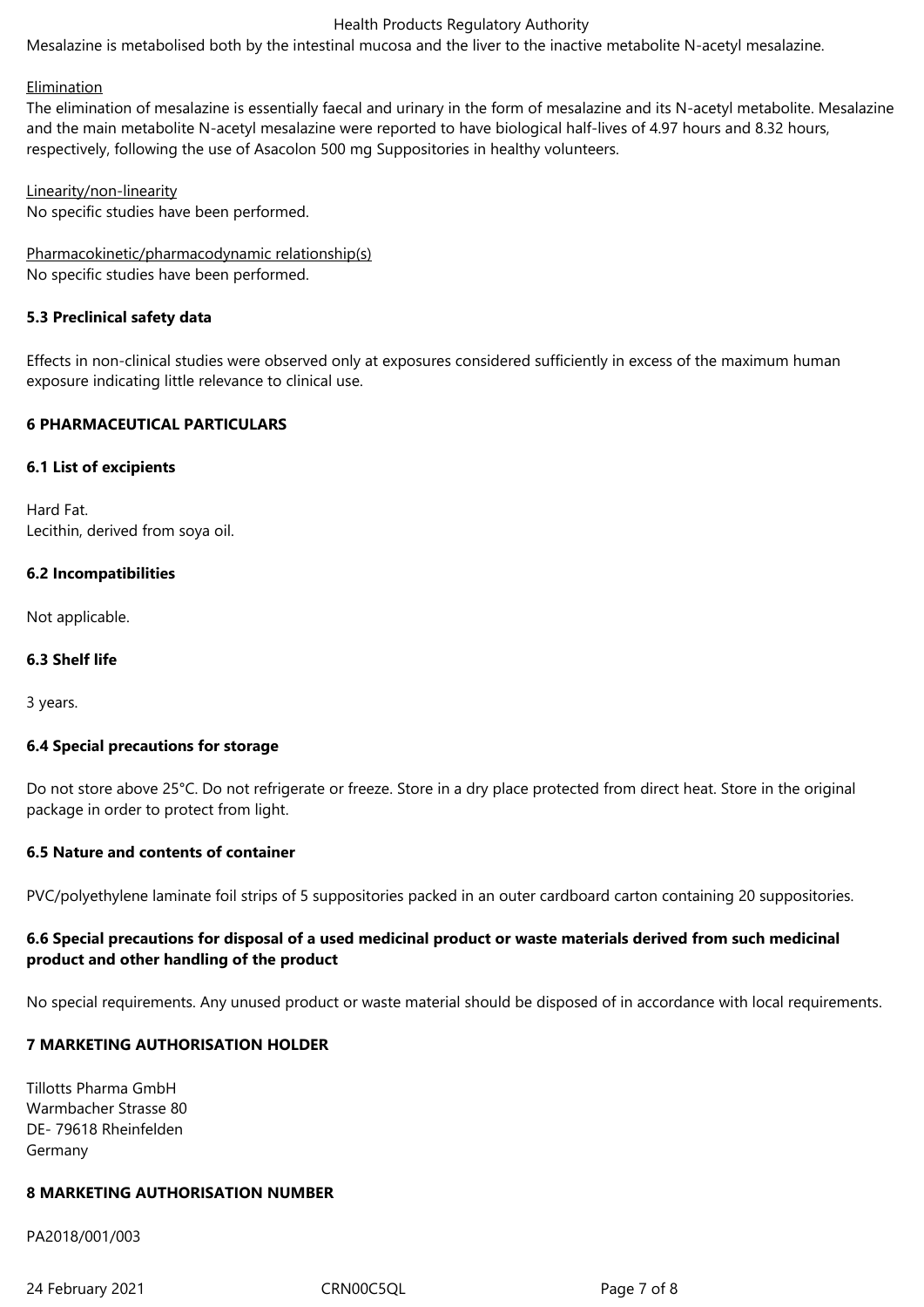Mesalazine is metabolised both by the intestinal mucosa and the liver to the inactive metabolite N-acetyl mesalazine.

Elimination

The elimination of mesalazine is essentially faecal and urinary in the form of mesalazine and its N-acetyl metabolite. Mesalazine and the main metabolite N-acetyl mesalazine were reported to have biological half-lives of 4.97 hours and 8.32 hours, respectively, following the use of Asacolon 500 mg Suppositories in healthy volunteers.

Linearity/non-linearity

No specific studies have been performed.

Pharmacokinetic/pharmacodynamic relationship(s)

No specific studies have been performed.

### 5.3 Preclinical safety data

Effects in non-clinical studies were observed only at exposures considered sufficiently in excess of the maximum human exposure indicating little relevance to clinical use.

## 6 PHARMACEUTICAL PARTICULARS

### 6.1 List of excipients

Hard Fat.
Lecithin, derived from soya oil.

### 6.2 Incompatibilities

Not applicable.

### 6.3 Shelf life

3 years.

### 6.4 Special precautions for storage

Do not store above 25°C. Do not refrigerate or freeze. Store in a dry place protected from direct heat. Store in the original package in order to protect from light.

### 6.5 Nature and contents of container

PVC/polyethylene laminate foil strips of 5 suppositories packed in an outer cardboard carton containing 20 suppositories.

### 6.6 Special precautions for disposal of a used medicinal product or waste materials derived from such medicinal product and other handling of the product

No special requirements. Any unused product or waste material should be disposed of in accordance with local requirements.

## 7 MARKETING AUTHORISATION HOLDER

Tillotts Pharma GmbH
Warmbacher Strasse 80
DE- 79618 Rheinfelden
Germany

## 8 MARKETING AUTHORISATION NUMBER

PA2018/001/003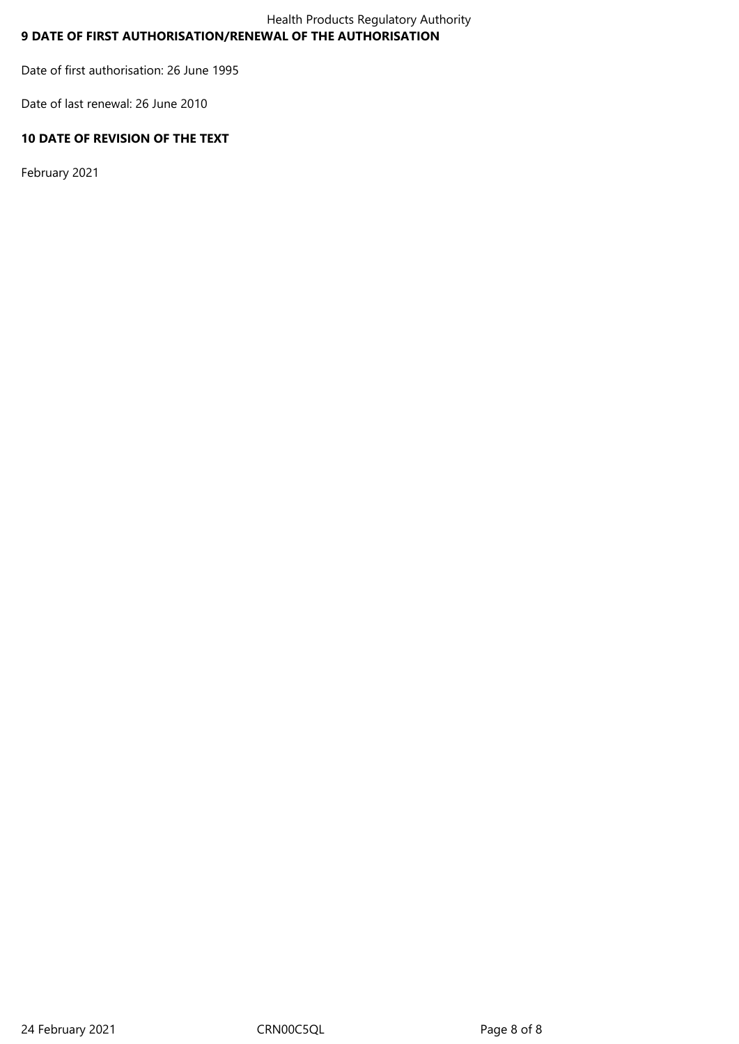## 9 DATE OF FIRST AUTHORISATION/RENEWAL OF THE AUTHORISATION

Date of first authorisation: 26 June 1995

Date of last renewal: 26 June 2010

## 10 DATE OF REVISION OF THE TEXT

February 2021